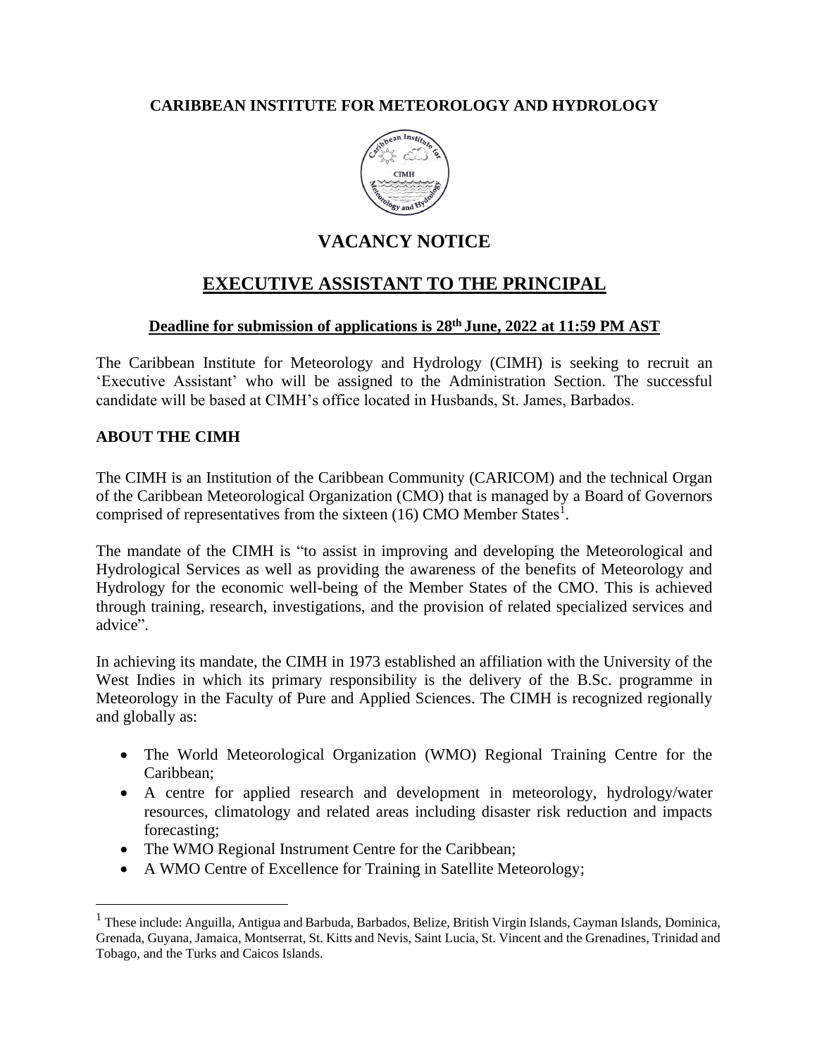**CARIBBEAN INSTITUTE FOR METEOROLOGY AND HYDROLOGY**

# VACANCY NOTICE

# EXECUTIVE ASSISTANT TO THE PRINCIPAL

**Deadline for submission of applications is 28th June, 2022 at 11:59 PM AST**

The Caribbean Institute for Meteorology and Hydrology (CIMH) is seeking to recruit an 'Executive Assistant' who will be assigned to the Administration Section. The successful candidate will be based at CIMH's office located in Husbands, St. James, Barbados.

## ABOUT THE CIMH

The CIMH is an Institution of the Caribbean Community (CARICOM) and the technical Organ of the Caribbean Meteorological Organization (CMO) that is managed by a Board of Governors comprised of representatives from the sixteen (16) CMO Member States[1].

The mandate of the CIMH is "to assist in improving and developing the Meteorological and Hydrological Services as well as providing the awareness of the benefits of Meteorology and Hydrology for the economic well-being of the Member States of the CMO. This is achieved through training, research, investigations, and the provision of related specialized services and advice".

In achieving its mandate, the CIMH in 1973 established an affiliation with the University of the West Indies in which its primary responsibility is the delivery of the B.Sc. programme in Meteorology in the Faculty of Pure and Applied Sciences. The CIMH is recognized regionally and globally as:

- The World Meteorological Organization (WMO) Regional Training Centre for the Caribbean;
- A centre for applied research and development in meteorology, hydrology/water resources, climatology and related areas including disaster risk reduction and impacts forecasting;
- The WMO Regional Instrument Centre for the Caribbean;
- A WMO Centre of Excellence for Training in Satellite Meteorology;

---

[1] These include: Anguilla, Antigua and Barbuda, Barbados, Belize, British Virgin Islands, Cayman Islands, Dominica, Grenada, Guyana, Jamaica, Montserrat, St. Kitts and Nevis, Saint Lucia, St. Vincent and the Grenadines, Trinidad and Tobago, and the Turks and Caicos Islands.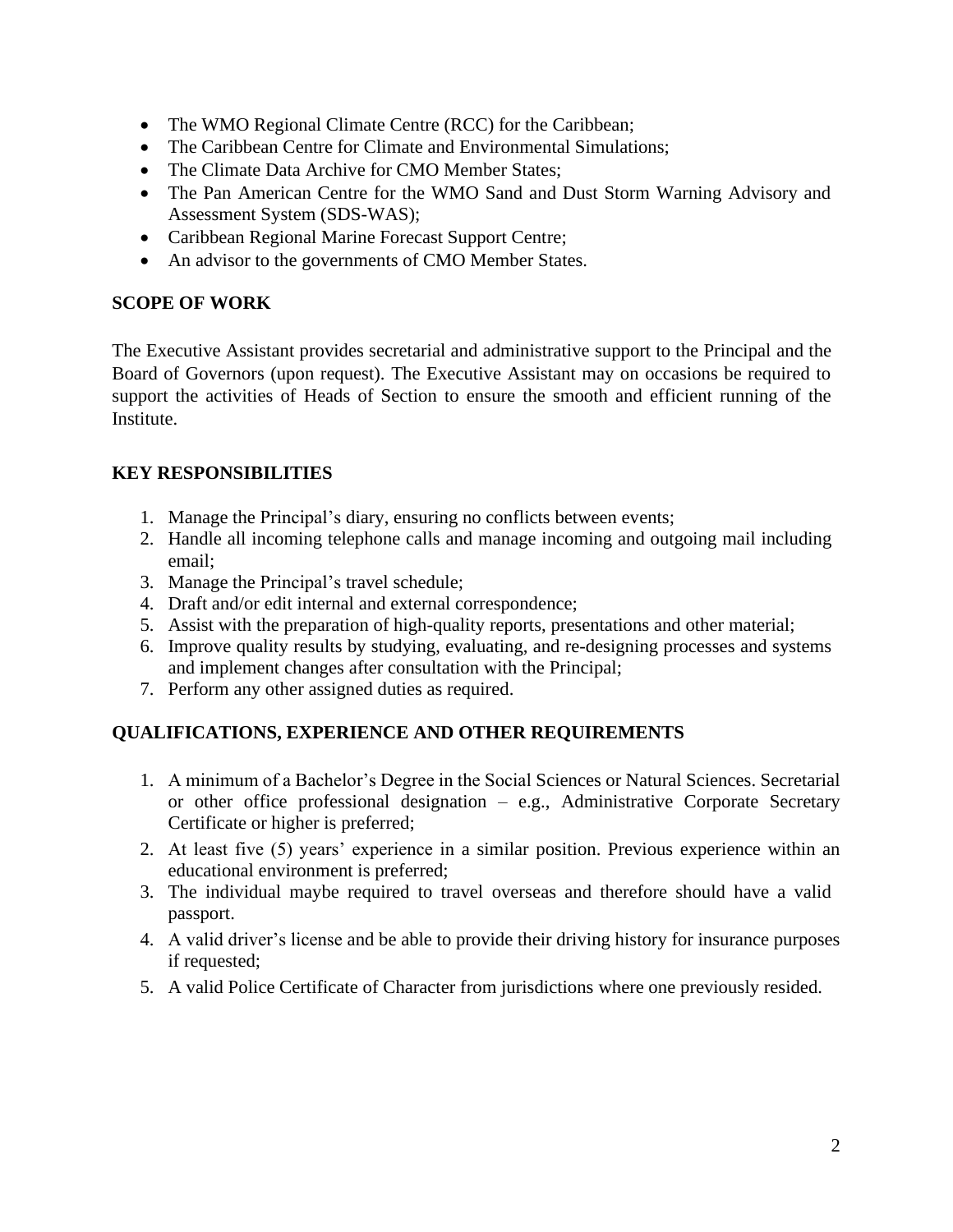- The WMO Regional Climate Centre (RCC) for the Caribbean;
- The Caribbean Centre for Climate and Environmental Simulations;
- The Climate Data Archive for CMO Member States;
- The Pan American Centre for the WMO Sand and Dust Storm Warning Advisory and Assessment System (SDS-WAS);
- Caribbean Regional Marine Forecast Support Centre;
- An advisor to the governments of CMO Member States.

## SCOPE OF WORK

The Executive Assistant provides secretarial and administrative support to the Principal and the Board of Governors (upon request). The Executive Assistant may on occasions be required to support the activities of Heads of Section to ensure the smooth and efficient running of the Institute.

## KEY RESPONSIBILITIES

1. Manage the Principal's diary, ensuring no conflicts between events;
2. Handle all incoming telephone calls and manage incoming and outgoing mail including email;
3. Manage the Principal's travel schedule;
4. Draft and/or edit internal and external correspondence;
5. Assist with the preparation of high-quality reports, presentations and other material;
6. Improve quality results by studying, evaluating, and re-designing processes and systems and implement changes after consultation with the Principal;
7. Perform any other assigned duties as required.

## QUALIFICATIONS, EXPERIENCE AND OTHER REQUIREMENTS

1. A minimum of a Bachelor's Degree in the Social Sciences or Natural Sciences. Secretarial or other office professional designation – e.g., Administrative Corporate Secretary Certificate or higher is preferred;
2. At least five (5) years' experience in a similar position. Previous experience within an educational environment is preferred;
3. The individual maybe required to travel overseas and therefore should have a valid passport.
4. A valid driver's license and be able to provide their driving history for insurance purposes if requested;
5. A valid Police Certificate of Character from jurisdictions where one previously resided.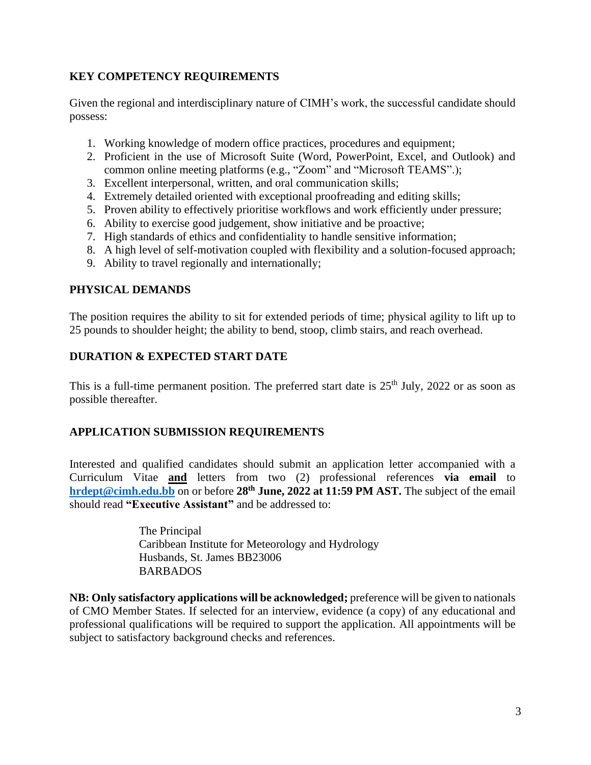## KEY COMPETENCY REQUIREMENTS

Given the regional and interdisciplinary nature of CIMH's work, the successful candidate should possess:

1. Working knowledge of modern office practices, procedures and equipment;
2. Proficient in the use of Microsoft Suite (Word, PowerPoint, Excel, and Outlook) and common online meeting platforms (e.g., "Zoom" and "Microsoft TEAMS".);
3. Excellent interpersonal, written, and oral communication skills;
4. Extremely detailed oriented with exceptional proofreading and editing skills;
5. Proven ability to effectively prioritise workflows and work efficiently under pressure;
6. Ability to exercise good judgement, show initiative and be proactive;
7. High standards of ethics and confidentiality to handle sensitive information;
8. A high level of self-motivation coupled with flexibility and a solution-focused approach;
9. Ability to travel regionally and internationally;

## PHYSICAL DEMANDS

The position requires the ability to sit for extended periods of time; physical agility to lift up to 25 pounds to shoulder height; the ability to bend, stoop, climb stairs, and reach overhead.

## DURATION & EXPECTED START DATE

This is a full-time permanent position. The preferred start date is 25th July, 2022 or as soon as possible thereafter.

## APPLICATION SUBMISSION REQUIREMENTS

Interested and qualified candidates should submit an application letter accompanied with a Curriculum Vitae **and** letters from two (2) professional references **via email** to **hrdept@cimh.edu.bb** on or before **28th June, 2022 at 11:59 PM AST.** The subject of the email should read **"Executive Assistant"** and be addressed to:

The Principal
Caribbean Institute for Meteorology and Hydrology
Husbands, St. James BB23006
BARBADOS

**NB: Only satisfactory applications will be acknowledged;** preference will be given to nationals of CMO Member States. If selected for an interview, evidence (a copy) of any educational and professional qualifications will be required to support the application. All appointments will be subject to satisfactory background checks and references.